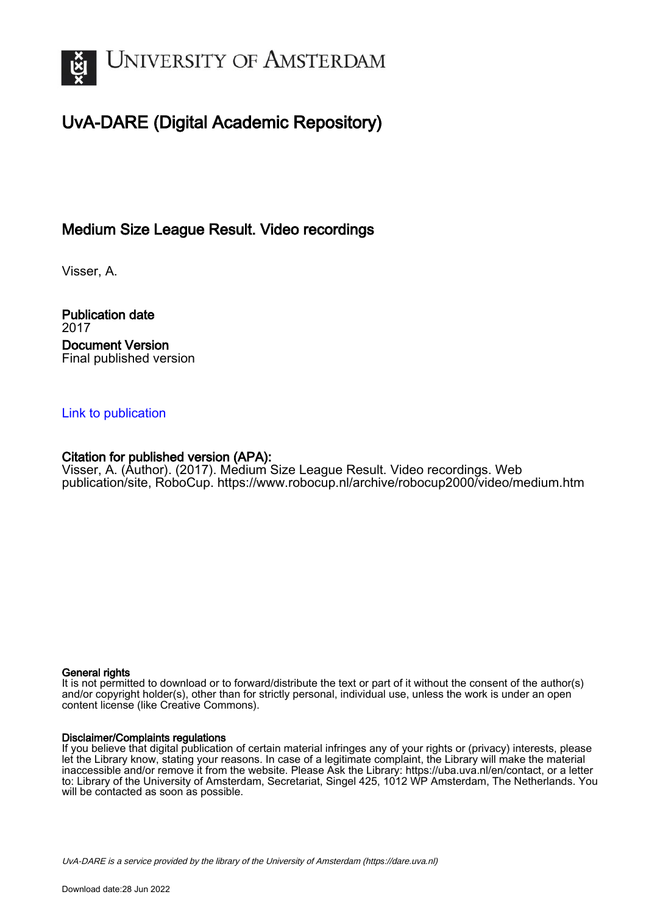# UvA-DARE (Digital Academic Repository)

## Medium Size League Result. Video recordings

Visser, A.

**Publication date**
2017

**Document Version**
Final published version

[Link to publication](#)

**Citation for published version (APA):**
Visser, A. (Author). (2017). Medium Size League Result. Video recordings. Web publication/site, RoboCup. https://www.robocup.nl/archive/robocup2000/video/medium.htm

**General rights**
It is not permitted to download or to forward/distribute the text or part of it without the consent of the author(s) and/or copyright holder(s), other than for strictly personal, individual use, unless the work is under an open content license (like Creative Commons).

**Disclaimer/Complaints regulations**
If you believe that digital publication of certain material infringes any of your rights or (privacy) interests, please let the Library know, stating your reasons. In case of a legitimate complaint, the Library will make the material inaccessible and/or remove it from the website. Please Ask the Library: https://uba.uva.nl/en/contact, or a letter to: Library of the University of Amsterdam, Secretariat, Singel 425, 1012 WP Amsterdam, The Netherlands. You will be contacted as soon as possible.

*UvA-DARE is a service provided by the library of the University of Amsterdam (https://dare.uva.nl)*

Download date:28 Jun 2022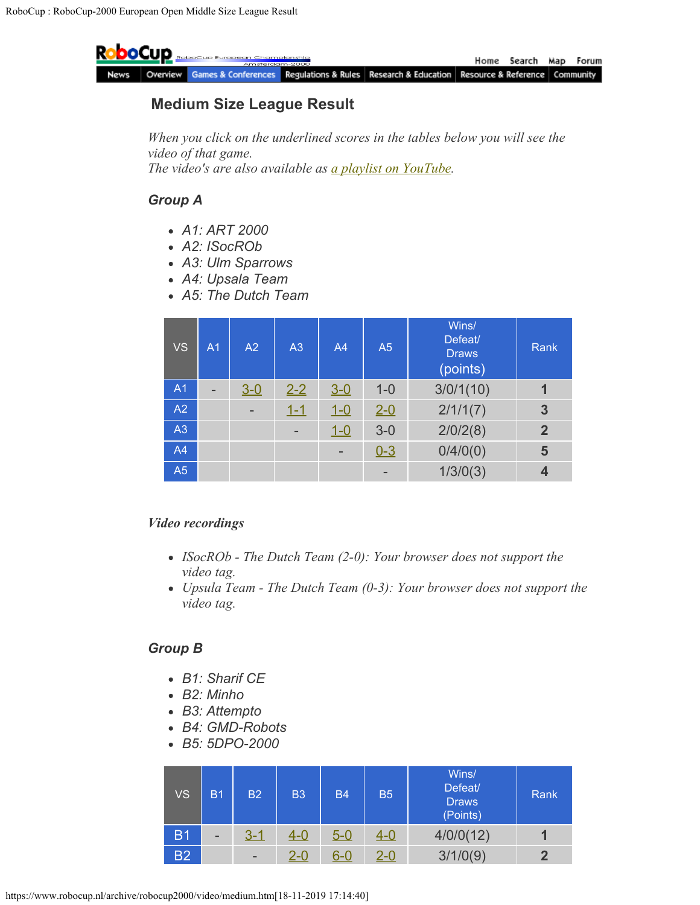RoboCup : RoboCup-2000 European Open Middle Size League Result

News | Overview | Games & Conferences | Regulations & Rules | Research & Education | Resource & Reference | Community

Home Search Map Forum

## Medium Size League Result

*When you click on the underlined scores in the tables below you will see the video of that game.*
*The video's are also available as [a playlist on YouTube](#).*

### Group A

- *A1: ART 2000*
- *A2: ISocROb*
- *A3: Ulm Sparrows*
- *A4: Upsala Team*
- *A5: The Dutch Team*

| VS | A1 | A2 | A3 | A4 | A5 | Wins/ Defeat/ Draws (points) | Rank |
|---|---|---|---|---|---|---|---|
| A1 | - | 3-0 | 2-2 | 3-0 | 1-0 | 3/0/1(10) | 1 |
| A2 | | - | 1-1 | 1-0 | 2-0 | 2/1/1(7) | 3 |
| A3 | | | - | 1-0 | 3-0 | 2/0/2(8) | 2 |
| A4 | | | | - | 0-3 | 0/4/0(0) | 5 |
| A5 | | | | | - | 1/3/0(3) | 4 |

#### *Video recordings*

- *ISocROb - The Dutch Team (2-0): Your browser does not support the video tag.*
- *Upsula Team - The Dutch Team (0-3): Your browser does not support the video tag.*

### Group B

- *B1: Sharif CE*
- *B2: Minho*
- *B3: Attempto*
- *B4: GMD-Robots*
- *B5: 5DPO-2000*

| VS | B1 | B2 | B3 | B4 | B5 | Wins/ Defeat/ Draws (Points) | Rank |
|---|---|---|---|---|---|---|---|
| B1 | - | 3-1 | 4-0 | 5-0 | 4-0 | 4/0/0(12) | 1 |
| B2 | | - | 2-0 | 6-0 | 2-0 | 3/1/0(9) | 2 |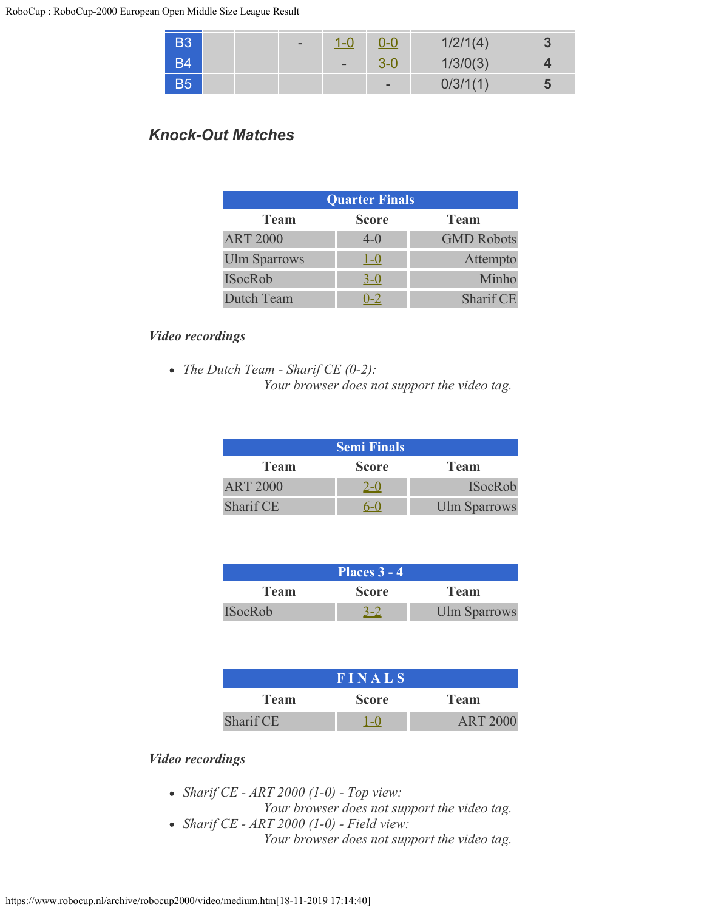| B3 | | | - | 1-0 | 0-0 | 1/2/1(4) | 3 |
|---|---|---|---|---|---|---|---|
| B4 | | | | - | 3-0 | 1/3/0(3) | 4 |
| B5 | | | | | - | 0/3/1(1) | 5 |

## Knock-Out Matches

| Quarter Finals | | |
|---|---|---|
| **Team** | **Score** | **Team** |
| ART 2000 | 4-0 | GMD Robots |
| Ulm Sparrows | 1-0 | Attempto |
| ISocRob | 3-0 | Minho |
| Dutch Team | 0-2 | Sharif CE |

***Video recordings***

- *The Dutch Team - Sharif CE (0-2):*
  *Your browser does not support the video tag.*

| Semi Finals | | |
|---|---|---|
| **Team** | **Score** | **Team** |
| ART 2000 | 2-0 | ISocRob |
| Sharif CE | 6-0 | Ulm Sparrows |

| Places 3 - 4 | | |
|---|---|---|
| **Team** | **Score** | **Team** |
| ISocRob | 3-2 | Ulm Sparrows |

| F I N A L S | | |
|---|---|---|
| **Team** | **Score** | **Team** |
| Sharif CE | 1-0 | ART 2000 |

***Video recordings***

- *Sharif CE - ART 2000 (1-0) - Top view:*
  *Your browser does not support the video tag.*
- *Sharif CE - ART 2000 (1-0) - Field view:*
  *Your browser does not support the video tag.*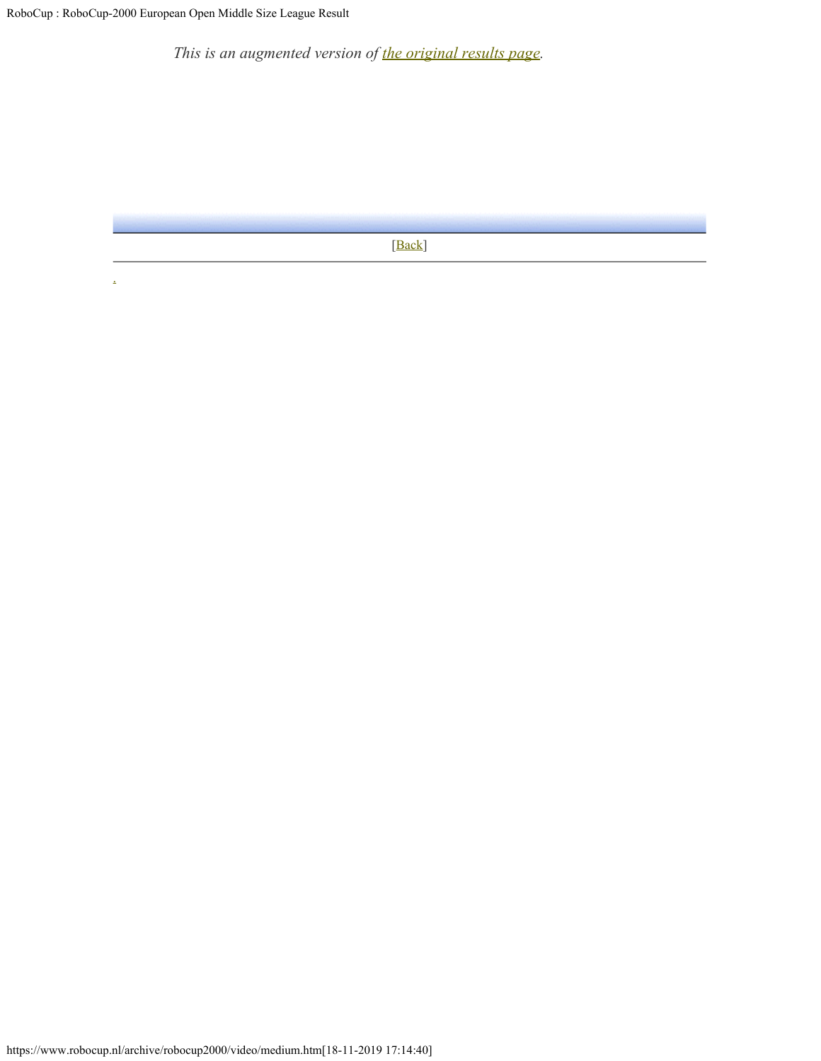*This is an augmented version of the original results page.*

---

[Back]

---